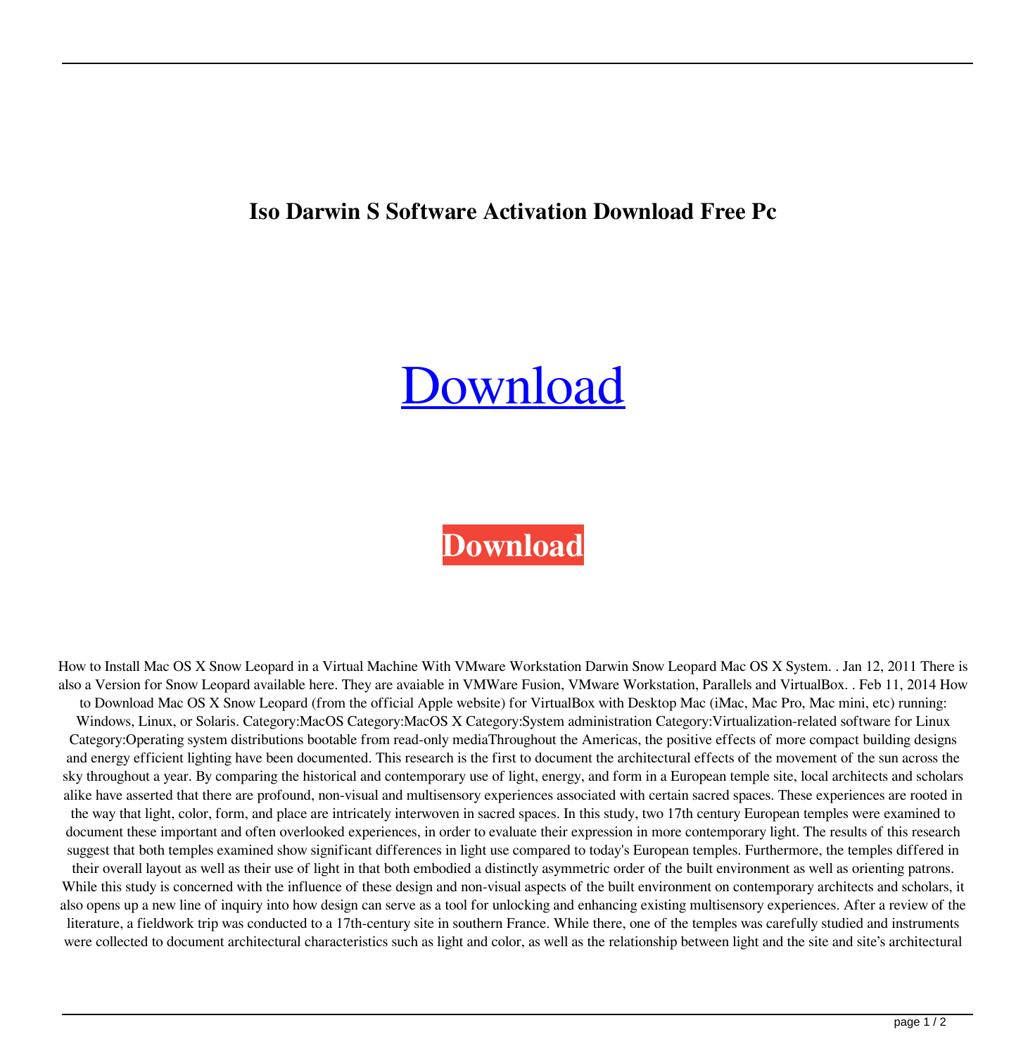**Iso Darwin S Software Activation Download Free Pc**

[Download]

**Download**

How to Install Mac OS X Snow Leopard in a Virtual Machine With VMware Workstation Darwin Snow Leopard Mac OS X System. . Jan 12, 2011 There is also a Version for Snow Leopard available here. They are avaiable in VMWare Fusion, VMware Workstation, Parallels and VirtualBox. . Feb 11, 2014 How to Download Mac OS X Snow Leopard (from the official Apple website) for VirtualBox with Desktop Mac (iMac, Mac Pro, Mac mini, etc) running: Windows, Linux, or Solaris. Category:MacOS Category:MacOS X Category:System administration Category:Virtualization-related software for Linux Category:Operating system distributions bootable from read-only mediaThroughout the Americas, the positive effects of more compact building designs and energy efficient lighting have been documented. This research is the first to document the architectural effects of the movement of the sun across the sky throughout a year. By comparing the historical and contemporary use of light, energy, and form in a European temple site, local architects and scholars alike have asserted that there are profound, non-visual and multisensory experiences associated with certain sacred spaces. These experiences are rooted in the way that light, color, form, and place are intricately interwoven in sacred spaces. In this study, two 17th century European temples were examined to document these important and often overlooked experiences, in order to evaluate their expression in more contemporary light. The results of this research suggest that both temples examined show significant differences in light use compared to today's European temples. Furthermore, the temples differed in their overall layout as well as their use of light in that both embodied a distinctly asymmetric order of the built environment as well as orienting patrons. While this study is concerned with the influence of these design and non-visual aspects of the built environment on contemporary architects and scholars, it also opens up a new line of inquiry into how design can serve as a tool for unlocking and enhancing existing multisensory experiences. After a review of the literature, a fieldwork trip was conducted to a 17th-century site in southern France. While there, one of the temples was carefully studied and instruments were collected to document architectural characteristics such as light and color, as well as the relationship between light and the site and site's architectural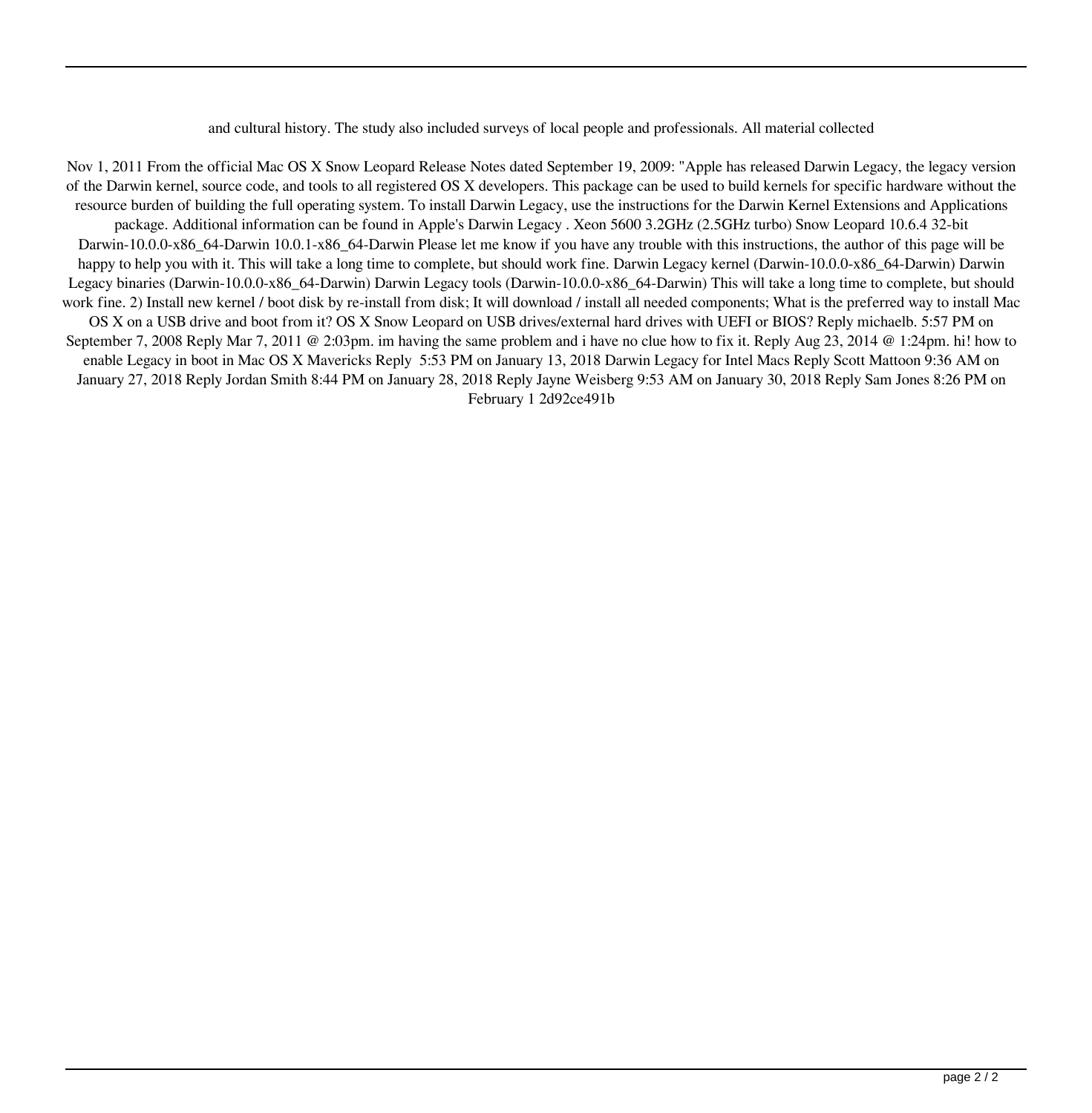and cultural history. The study also included surveys of local people and professionals. All material collected

Nov 1, 2011 From the official Mac OS X Snow Leopard Release Notes dated September 19, 2009: "Apple has released Darwin Legacy, the legacy version of the Darwin kernel, source code, and tools to all registered OS X developers. This package can be used to build kernels for specific hardware without the resource burden of building the full operating system. To install Darwin Legacy, use the instructions for the Darwin Kernel Extensions and Applications package. Additional information can be found in Apple's Darwin Legacy . Xeon 5600 3.2GHz (2.5GHz turbo) Snow Leopard 10.6.4 32-bit Darwin-10.0.0-x86_64-Darwin 10.0.1-x86_64-Darwin Please let me know if you have any trouble with this instructions, the author of this page will be happy to help you with it. This will take a long time to complete, but should work fine. Darwin Legacy kernel (Darwin-10.0.0-x86_64-Darwin) Darwin Legacy binaries (Darwin-10.0.0-x86_64-Darwin) Darwin Legacy tools (Darwin-10.0.0-x86_64-Darwin) This will take a long time to complete, but should work fine. 2) Install new kernel / boot disk by re-install from disk; It will download / install all needed components; What is the preferred way to install Mac OS X on a USB drive and boot from it? OS X Snow Leopard on USB drives/external hard drives with UEFI or BIOS? Reply michaelb. 5:57 PM on September 7, 2008 Reply Mar 7, 2011 @ 2:03pm. im having the same problem and i have no clue how to fix it. Reply Aug 23, 2014 @ 1:24pm. hi! how to enable Legacy in boot in Mac OS X Mavericks Reply 5:53 PM on January 13, 2018 Darwin Legacy for Intel Macs Reply Scott Mattoon 9:36 AM on January 27, 2018 Reply Jordan Smith 8:44 PM on January 28, 2018 Reply Jayne Weisberg 9:53 AM on January 30, 2018 Reply Sam Jones 8:26 PM on February 1 2d92ce491b